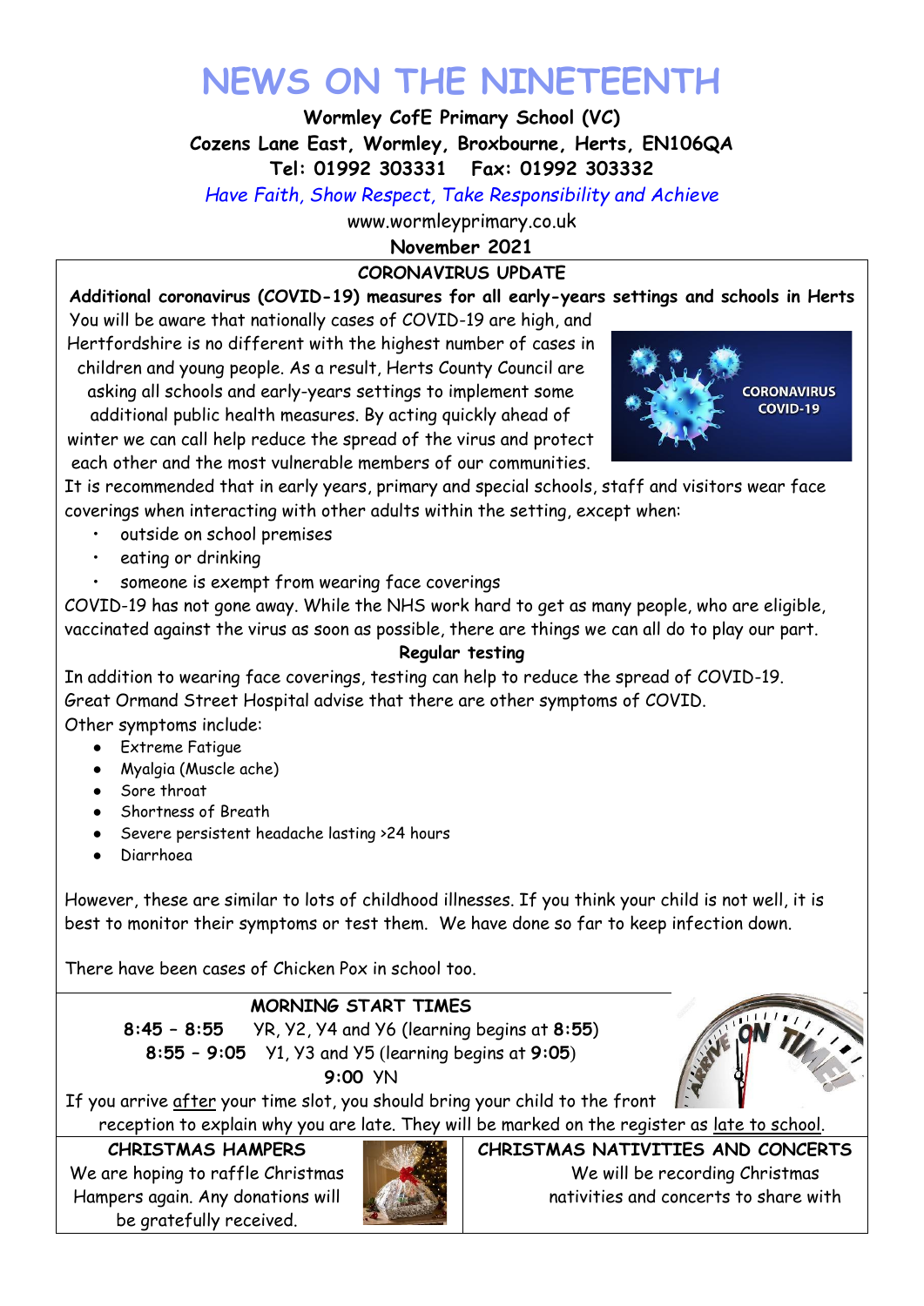# NEWS ON THE NINETEENTH

**Wormley CofE Primary School (VC)**
**Cozens Lane East, Wormley, Broxbourne, Herts, EN106QA**
**Tel: 01992 303331 Fax: 01992 303332**

*Have Faith, Show Respect, Take Responsibility and Achieve*

www.wormleyprimary.co.uk

**November 2021**

## CORONAVIRUS UPDATE

**Additional coronavirus (COVID-19) measures for all early-years settings and schools in Herts**

You will be aware that nationally cases of COVID-19 are high, and Hertfordshire is no different with the highest number of cases in children and young people. As a result, Herts County Council are asking all schools and early-years settings to implement some additional public health measures. By acting quickly ahead of winter we can call help reduce the spread of the virus and protect each other and the most vulnerable members of our communities.

It is recommended that in early years, primary and special schools, staff and visitors wear face coverings when interacting with other adults within the setting, except when:

- outside on school premises
- eating or drinking
- someone is exempt from wearing face coverings

COVID-19 has not gone away. While the NHS work hard to get as many people, who are eligible, vaccinated against the virus as soon as possible, there are things we can all do to play our part.

**Regular testing**

In addition to wearing face coverings, testing can help to reduce the spread of COVID-19. Great Ormand Street Hospital advise that there are other symptoms of COVID.

Other symptoms include:

- Extreme Fatigue
- Myalgia (Muscle ache)
- Sore throat
- Shortness of Breath
- Severe persistent headache lasting >24 hours
- Diarrhoea

However, these are similar to lots of childhood illnesses. If you think your child is not well, it is best to monitor their symptoms or test them. We have done so far to keep infection down.

There have been cases of Chicken Pox in school too.

## MORNING START TIMES

**8:45 – 8:55** YR, Y2, Y4 and Y6 (learning begins at **8:55**)
**8:55 – 9:05** Y1, Y3 and Y5 (learning begins at **9:05**)
**9:00** YN

If you arrive after your time slot, you should bring your child to the front reception to explain why you are late. They will be marked on the register as late to school.

## CHRISTMAS HAMPERS

We are hoping to raffle Christmas Hampers again. Any donations will be gratefully received.

## CHRISTMAS NATIVITIES AND CONCERTS

We will be recording Christmas nativities and concerts to share with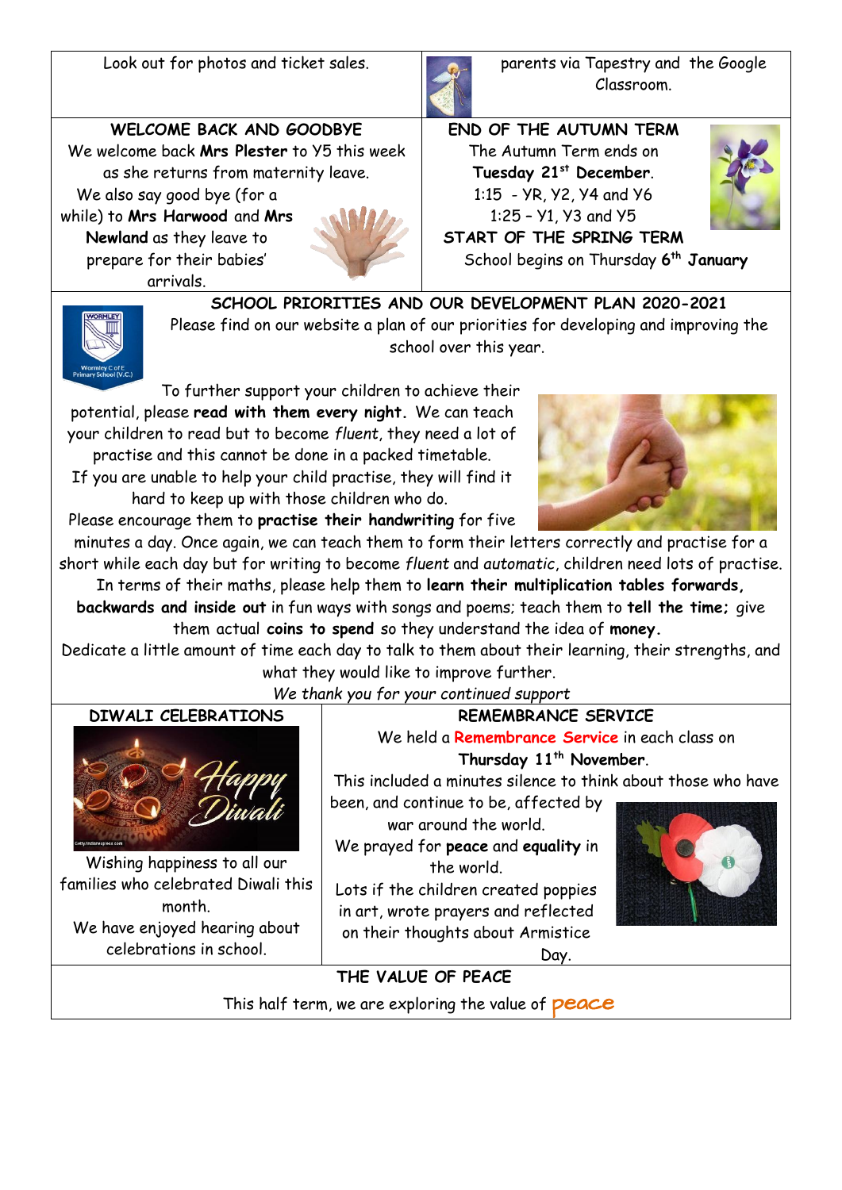Look out for photos and ticket sales.

parents via Tapestry and the Google Classroom.

## WELCOME BACK AND GOODBYE

We welcome back **Mrs Plester** to Y5 this week as she returns from maternity leave.

We also say good bye (for a while) to **Mrs Harwood** and **Mrs Newland** as they leave to prepare for their babies' arrivals.

## END OF THE AUTUMN TERM

The Autumn Term ends on **Tuesday 21st December**.

1:15 - YR, Y2, Y4 and Y6

1:25 – Y1, Y3 and Y5

## START OF THE SPRING TERM

School begins on Thursday **6th January**

## SCHOOL PRIORITIES AND OUR DEVELOPMENT PLAN 2020-2021

Please find on our website a plan of our priorities for developing and improving the school over this year.

To further support your children to achieve their potential, please **read with them every night.** We can teach your children to read but to become *fluent*, they need a lot of practise and this cannot be done in a packed timetable. If you are unable to help your child practise, they will find it hard to keep up with those children who do.

Please encourage them to **practise their handwriting** for five minutes a day. Once again, we can teach them to form their letters correctly and practise for a short while each day but for writing to become *fluent* and *automatic*, children need lots of practise.

In terms of their maths, please help them to **learn their multiplication tables forwards, backwards and inside out** in fun ways with songs and poems; teach them to **tell the time;** give them actual **coins to spend** so they understand the idea of **money.**

Dedicate a little amount of time each day to talk to them about their learning, their strengths, and what they would like to improve further.

*We thank you for your continued support*

## DIWALI CELEBRATIONS

Wishing happiness to all our families who celebrated Diwali this month.

We have enjoyed hearing about celebrations in school.

## REMEMBRANCE SERVICE

We held a **Remembrance Service** in each class on **Thursday 11th November**.

This included a minutes silence to think about those who have been, and continue to be, affected by war around the world.

We prayed for **peace** and **equality** in the world.

Lots if the children created poppies in art, wrote prayers and reflected on their thoughts about Armistice Day.

## THE VALUE OF PEACE

This half term, we are exploring the value of **peace**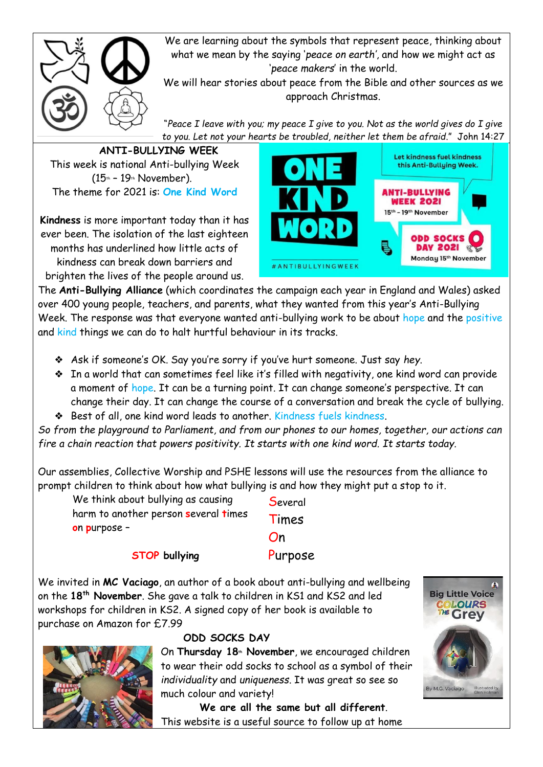We are learning about the symbols that represent peace, thinking about what we mean by the saying '*peace on earth*', and how we might act as '*peace makers*' in the world.

We will hear stories about peace from the Bible and other sources as we approach Christmas.

*"Peace I leave with you; my peace I give to you. Not as the world gives do I give to you. Let not your hearts be troubled, neither let them be afraid."* John 14:27

## ANTI-BULLYING WEEK

This week is national Anti-bullying Week (15th – 19th November).

The theme for 2021 is: **One Kind Word**

**Kindness** is more important today than it has ever been. The isolation of the last eighteen months has underlined how little acts of kindness can break down barriers and brighten the lives of the people around us.

ONE KIND WORD

Let kindness fuel kindness this Anti-Bullying Week.

ANTI-BULLYING WEEK 2021
15th – 19th November

ODD SOCKS DAY 2021
Monday 15th November

#ANTIBULLYINGWEEK

The **Anti-Bullying Alliance** (which coordinates the campaign each year in England and Wales) asked over 400 young people, teachers, and parents, what they wanted from this year's Anti-Bullying Week. The response was that everyone wanted anti-bullying work to be about hope and the positive and kind things we can do to halt hurtful behaviour in its tracks.

- Ask if someone's OK. Say you're sorry if you've hurt someone. Just say *hey*.
- In a world that can sometimes feel like it's filled with negativity, one kind word can provide a moment of hope. It can be a turning point. It can change someone's perspective. It can change their day. It can change the course of a conversation and break the cycle of bullying.
- Best of all, one kind word leads to another. Kindness fuels kindness.

*So from the playground to Parliament, and from our phones to our homes, together, our actions can fire a chain reaction that powers positivity. It starts with one kind word. It starts today.*

Our assemblies, Collective Worship and PSHE lessons will use the resources from the alliance to prompt children to think about how what bullying is and how they might put a stop to it.

We think about bullying as causing harm to another person **s**everal **t**imes **o**n **p**urpose –

**STOP bullying**

Several
Times
On
Purpose

We invited in **MC Vaciago**, an author of a book about anti-bullying and wellbeing on the **18th November**. She gave a talk to children in KS1 and KS2 and led workshops for children in KS2. A signed copy of her book is available to purchase on Amazon for £7.99

Big Little Voice Colours the Grey
By M.C. Vaciago
Illustrated by Glen Holman

## ODD SOCKS DAY

On **Thursday 18th November**, we encouraged children to wear their odd socks to school as a symbol of their *individuality* and *uniqueness*. It was great so see so much colour and variety!

**We are all the same but all different**.

This website is a useful source to follow up at home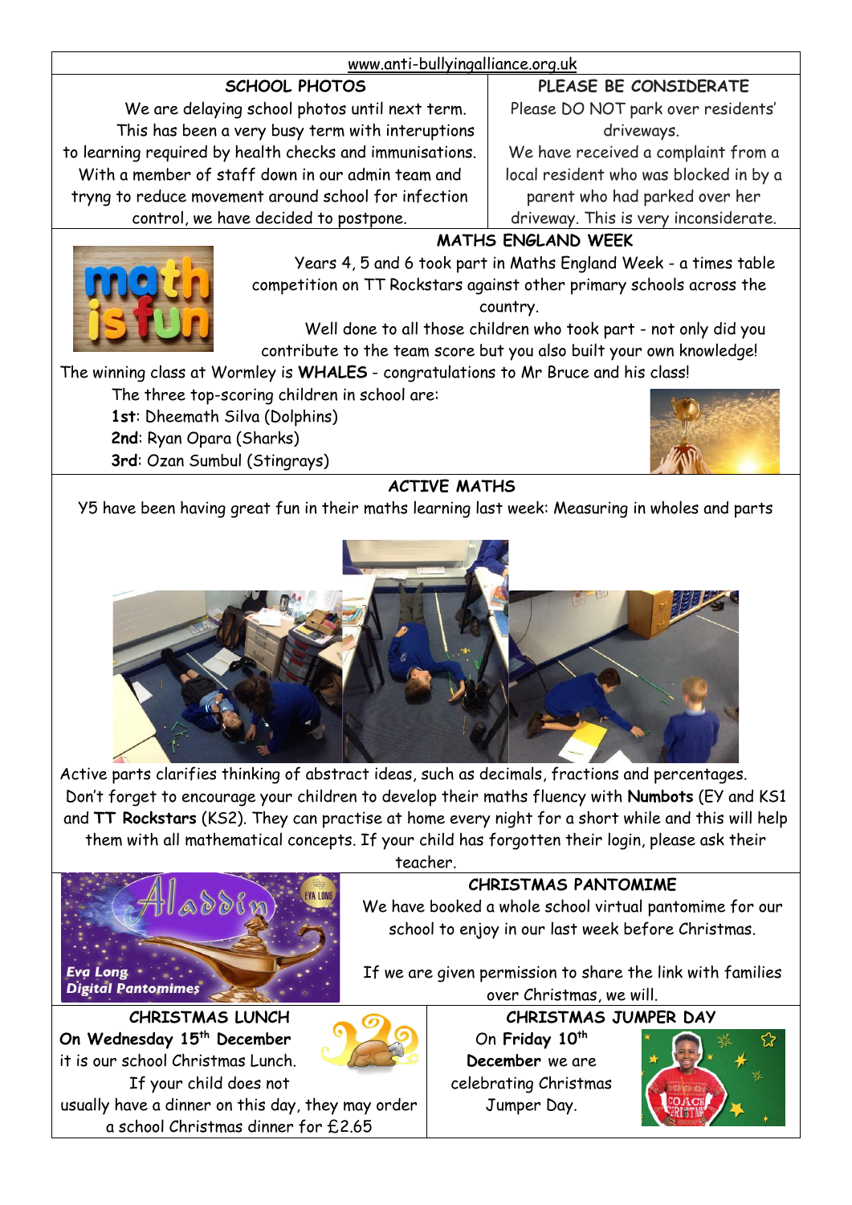www.anti-bullyingalliance.org.uk

## SCHOOL PHOTOS

We are delaying school photos until next term. This has been a very busy term with interuptions to learning required by health checks and immunisations. With a member of staff down in our admin team and tryng to reduce movement around school for infection control, we have decided to postpone.

## PLEASE BE CONSIDERATE

Please DO NOT park over residents' driveways.

We have received a complaint from a local resident who was blocked in by a parent who had parked over her driveway. This is very inconsiderate.

## MATHS ENGLAND WEEK

Years 4, 5 and 6 took part in Maths England Week - a times table competition on TT Rockstars against other primary schools across the country.

Well done to all those children who took part - not only did you contribute to the team score but you also built your own knowledge!

The winning class at Wormley is **WHALES** - congratulations to Mr Bruce and his class!

The three top-scoring children in school are:

**1st**: Dheemath Silva (Dolphins)
**2nd**: Ryan Opara (Sharks)
**3rd**: Ozan Sumbul (Stingrays)

## ACTIVE MATHS

Y5 have been having great fun in their maths learning last week: Measuring in wholes and parts

Active parts clarifies thinking of abstract ideas, such as decimals, fractions and percentages.

Don't forget to encourage your children to develop their maths fluency with **Numbots** (EY and KS1 and **TT Rockstars** (KS2). They can practise at home every night for a short while and this will help them with all mathematical concepts. If your child has forgotten their login, please ask their teacher.

## CHRISTMAS PANTOMIME

We have booked a whole school virtual pantomime for our school to enjoy in our last week before Christmas.

If we are given permission to share the link with families over Christmas, we will.

## CHRISTMAS LUNCH

**On Wednesday 15th December** it is our school Christmas Lunch. If your child does not usually have a dinner on this day, they may order a school Christmas dinner for £2.65

## CHRISTMAS JUMPER DAY

On **Friday 10th December** we are celebrating Christmas Jumper Day.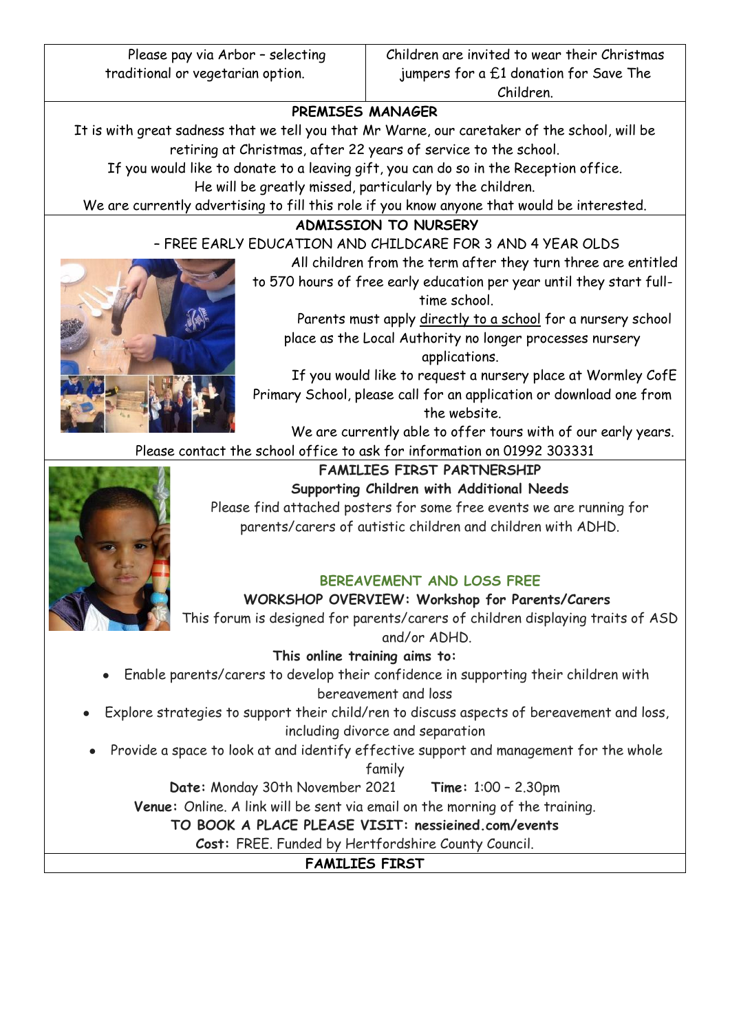| Please pay via Arbor – selecting traditional or vegetarian option. | Children are invited to wear their Christmas jumpers for a £1 donation for Save The Children. |
|---|---|

**PREMISES MANAGER**

It is with great sadness that we tell you that Mr Warne, our caretaker of the school, will be retiring at Christmas, after 22 years of service to the school.

If you would like to donate to a leaving gift, you can do so in the Reception office.

He will be greatly missed, particularly by the children.

We are currently advertising to fill this role if you know anyone that would be interested.

**ADMISSION TO NURSERY**

– FREE EARLY EDUCATION AND CHILDCARE FOR 3 AND 4 YEAR OLDS

All children from the term after they turn three are entitled to 570 hours of free early education per year until they start full-time school.

Parents must apply directly to a school for a nursery school place as the Local Authority no longer processes nursery applications.

If you would like to request a nursery place at Wormley CofE Primary School, please call for an application or download one from the website.

We are currently able to offer tours with of our early years.

Please contact the school office to ask for information on 01992 303331

**FAMILIES FIRST PARTNERSHIP**

**Supporting Children with Additional Needs**

Please find attached posters for some free events we are running for parents/carers of autistic children and children with ADHD.

**BEREAVEMENT AND LOSS FREE**

**WORKSHOP OVERVIEW: Workshop for Parents/Carers**

This forum is designed for parents/carers of children displaying traits of ASD and/or ADHD.

**This online training aims to:**

- Enable parents/carers to develop their confidence in supporting their children with bereavement and loss
- Explore strategies to support their child/ren to discuss aspects of bereavement and loss, including divorce and separation
- Provide a space to look at and identify effective support and management for the whole family

**Date:** Monday 30th November 2021 **Time:** 1:00 – 2.30pm

**Venue:** Online. A link will be sent via email on the morning of the training.

**TO BOOK A PLACE PLEASE VISIT: nessieined.com/events**

**Cost:** FREE. Funded by Hertfordshire County Council.

**FAMILIES FIRST**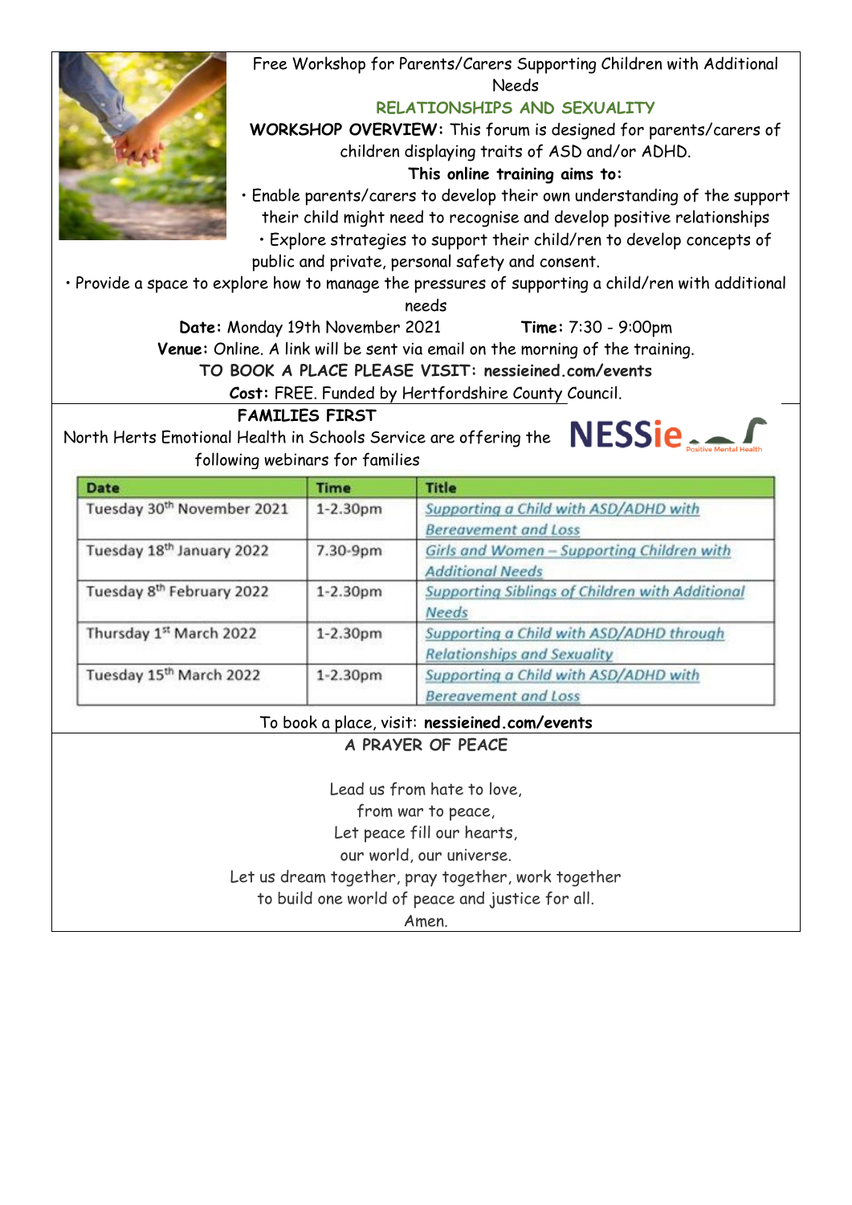Free Workshop for Parents/Carers Supporting Children with Additional Needs

## RELATIONSHIPS AND SEXUALITY

**WORKSHOP OVERVIEW:** This forum is designed for parents/carers of children displaying traits of ASD and/or ADHD.

**This online training aims to:**

- Enable parents/carers to develop their own understanding of the support their child might need to recognise and develop positive relationships
- Explore strategies to support their child/ren to develop concepts of public and private, personal safety and consent.
- Provide a space to explore how to manage the pressures of supporting a child/ren with additional needs

**Date:** Monday 19th November 2021 **Time:** 7:30 - 9:00pm

**Venue:** Online. A link will be sent via email on the morning of the training.

**TO BOOK A PLACE PLEASE VISIT: nessiened.com/events**

**Cost:** FREE. Funded by Hertfordshire County Council.

## FAMILIES FIRST

North Herts Emotional Health in Schools Service are offering the following webinars for families

NESSie Positive Mental Health

| Date | Time | Title |
|---|---|---|
| Tuesday 30th November 2021 | 1-2.30pm | Supporting a Child with ASD/ADHD with Bereavement and Loss |
| Tuesday 18th January 2022 | 7.30-9pm | Girls and Women – Supporting Children with Additional Needs |
| Tuesday 8th February 2022 | 1-2.30pm | Supporting Siblings of Children with Additional Needs |
| Thursday 1st March 2022 | 1-2.30pm | Supporting a Child with ASD/ADHD through Relationships and Sexuality |
| Tuesday 15th March 2022 | 1-2.30pm | Supporting a Child with ASD/ADHD with Bereavement and Loss |

To book a place, visit: **nessiened.com/events**

## A PRAYER OF PEACE

Lead us from hate to love,
from war to peace,
Let peace fill our hearts,
our world, our universe.
Let us dream together, pray together, work together
to build one world of peace and justice for all.
Amen.